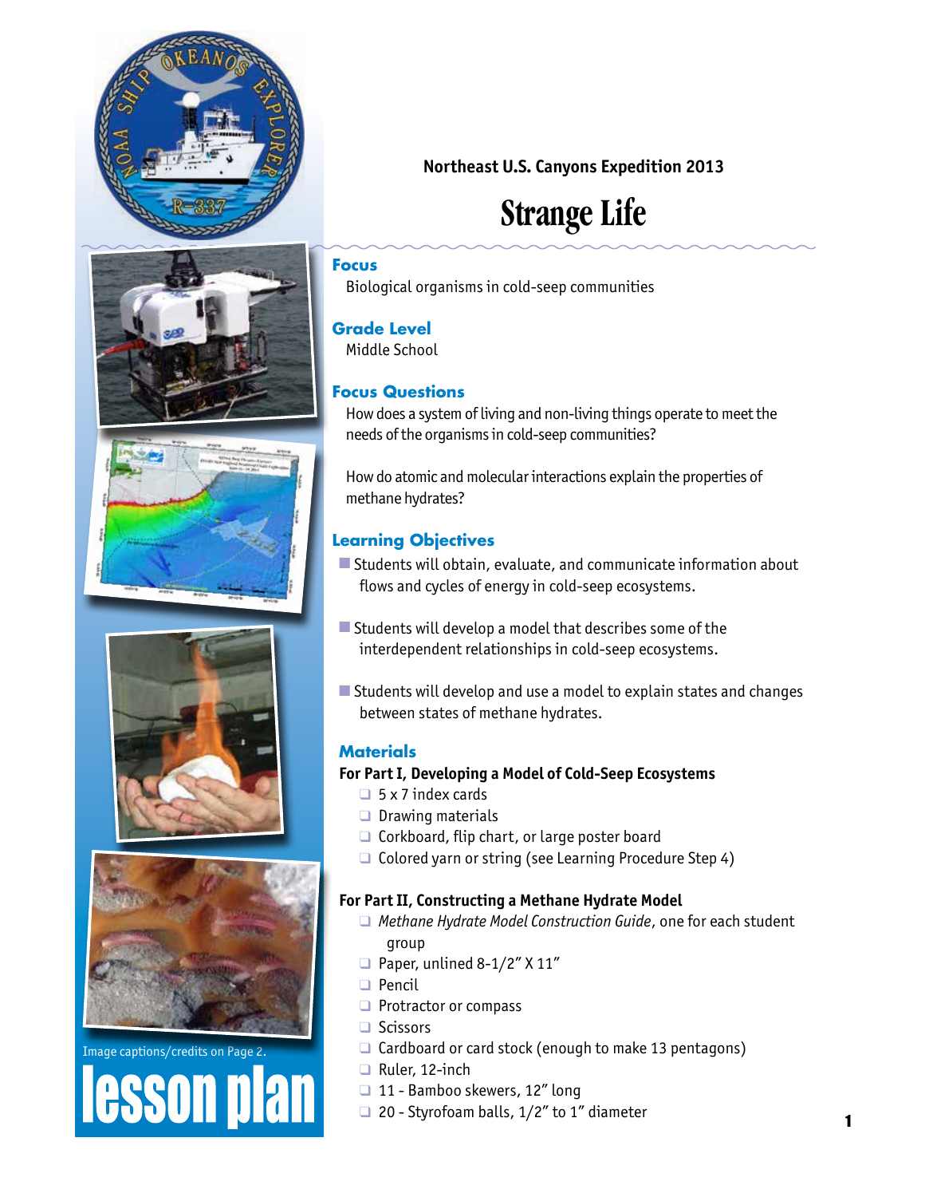Northeast U.S. Canyons Expedition 2013

# Strange Life

## Focus

Biological organisms in cold-seep communities

## Grade Level

Middle School

## Focus Questions

How does a system of living and non-living things operate to meet the needs of the organisms in cold-seep communities?

How do atomic and molecular interactions explain the properties of methane hydrates?

## Learning Objectives

- Students will obtain, evaluate, and communicate information about flows and cycles of energy in cold-seep ecosystems.
- Students will develop a model that describes some of the interdependent relationships in cold-seep ecosystems.
- Students will develop and use a model to explain states and changes between states of methane hydrates.

## Materials

**For Part I, Developing a Model of Cold-Seep Ecosystems**

- 5 x 7 index cards
- Drawing materials
- Corkboard, flip chart, or large poster board
- Colored yarn or string (see Learning Procedure Step 4)

**For Part II, Constructing a Methane Hydrate Model**

- *Methane Hydrate Model Construction Guide*, one for each student group
- Paper, unlined 8-1/2" X 11"
- Pencil
- Protractor or compass
- Scissors
- Cardboard or card stock (enough to make 13 pentagons)
- Ruler, 12-inch
- 11 - Bamboo skewers, 12" long
- 20 - Styrofoam balls, 1/2" to 1" diameter

Image captions/credits on Page 2.

lesson plan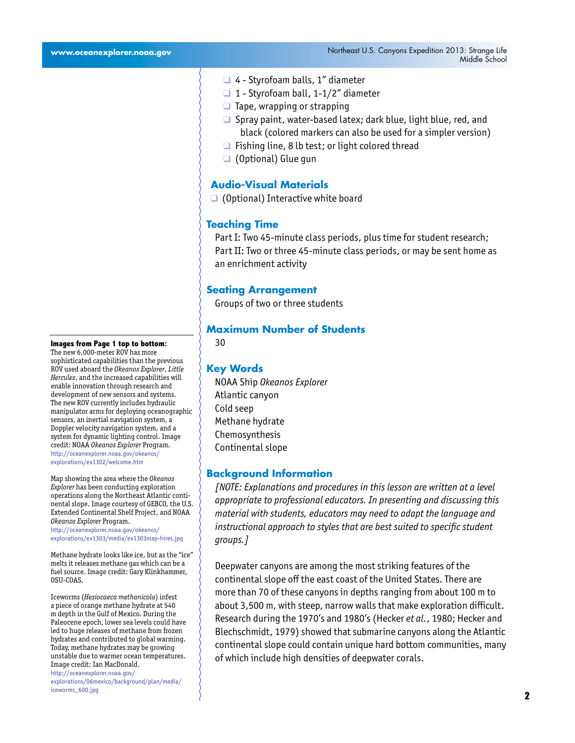- 4 - Styrofoam balls, 1" diameter
- 1 - Styrofoam ball, 1-1/2" diameter
- Tape, wrapping or strapping
- Spray paint, water-based latex; dark blue, light blue, red, and black (colored markers can also be used for a simpler version)
- Fishing line, 8 lb test; or light colored thread
- (Optional) Glue gun

## Audio-Visual Materials

- (Optional) Interactive white board

## Teaching Time

Part I: Two 45-minute class periods, plus time for student research; Part II: Two or three 45-minute class periods, or may be sent home as an enrichment activity

## Seating Arrangement

Groups of two or three students

## Maximum Number of Students

30

## Key Words

NOAA Ship *Okeanos Explorer*
Atlantic canyon
Cold seep
Methane hydrate
Chemosynthesis
Continental slope

## Background Information

*[NOTE: Explanations and procedures in this lesson are written at a level appropriate to professional educators. In presenting and discussing this material with students, educators may need to adapt the language and instructional approach to styles that are best suited to specific student groups.]*

Deepwater canyons are among the most striking features of the continental slope off the east coast of the United States. There are more than 70 of these canyons in depths ranging from about 100 m to about 3,500 m, with steep, narrow walls that make exploration difficult. Research during the 1970's and 1980's (Hecker *et al.*, 1980; Hecker and Blechschmidt, 1979) showed that submarine canyons along the Atlantic continental slope could contain unique hard bottom communities, many of which include high densities of deepwater corals.

**Images from Page 1 top to bottom:**

The new 6,000-meter ROV has more sophisticated capabilities than the previous ROV used aboard the *Okeanos Explorer*, *Little Hercules*, and the increased capabilities will enable innovation through research and development of new sensors and systems. The new ROV currently includes hydraulic manipulator arms for deploying oceanographic sensors, an inertial navigation system, a Doppler velocity navigation system, and a system for dynamic lighting control. Image credit: NOAA *Okeanos Explorer* Program. http://oceanexplorer.noaa.gov/okeanos/explorations/ex1302/welcome.htm

Map showing the area where the *Okeanos Explorer* has been conducting exploration operations along the Northeast Atlantic continental slope. Image courtesy of GEBCO, the U.S. Extended Continental Shelf Project, and NOAA *Okeanos Explorer* Program. http://oceanexplorer.noaa.gov/okeanos/explorations/ex1303/media/ex1303map-hires.jpg

Methane hydrate looks like ice, but as the "ice" melts it releases methane gas which can be a fuel source. Image credit: Gary Klinkhammer, OSU-COAS.

Iceworms (*Hesiocaeca methanicola*) infest a piece of orange methane hydrate at 540 m depth in the Gulf of Mexico. During the Paleocene epoch, lower sea levels could have led to huge releases of methane from frozen hydrates and contributed to global warming. Today, methane hydrates may be growing unstable due to warmer ocean temperatures. Image credit: Ian MacDonald. http://oceanexplorer.noaa.gov/explorations/06mexico/background/plan/media/iceworms_600.jpg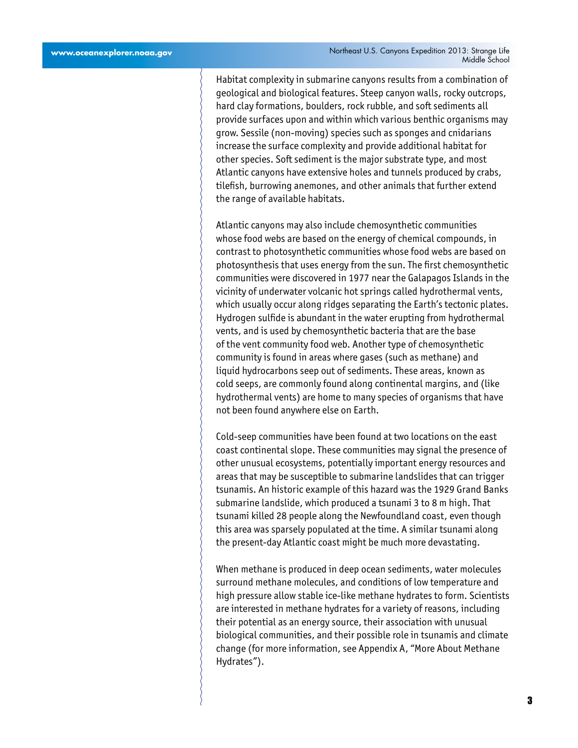Habitat complexity in submarine canyons results from a combination of geological and biological features. Steep canyon walls, rocky outcrops, hard clay formations, boulders, rock rubble, and soft sediments all provide surfaces upon and within which various benthic organisms may grow. Sessile (non-moving) species such as sponges and cnidarians increase the surface complexity and provide additional habitat for other species. Soft sediment is the major substrate type, and most Atlantic canyons have extensive holes and tunnels produced by crabs, tilefish, burrowing anemones, and other animals that further extend the range of available habitats.

Atlantic canyons may also include chemosynthetic communities whose food webs are based on the energy of chemical compounds, in contrast to photosynthetic communities whose food webs are based on photosynthesis that uses energy from the sun. The first chemosynthetic communities were discovered in 1977 near the Galapagos Islands in the vicinity of underwater volcanic hot springs called hydrothermal vents, which usually occur along ridges separating the Earth's tectonic plates. Hydrogen sulfide is abundant in the water erupting from hydrothermal vents, and is used by chemosynthetic bacteria that are the base of the vent community food web. Another type of chemosynthetic community is found in areas where gases (such as methane) and liquid hydrocarbons seep out of sediments. These areas, known as cold seeps, are commonly found along continental margins, and (like hydrothermal vents) are home to many species of organisms that have not been found anywhere else on Earth.

Cold-seep communities have been found at two locations on the east coast continental slope. These communities may signal the presence of other unusual ecosystems, potentially important energy resources and areas that may be susceptible to submarine landslides that can trigger tsunamis. An historic example of this hazard was the 1929 Grand Banks submarine landslide, which produced a tsunami 3 to 8 m high. That tsunami killed 28 people along the Newfoundland coast, even though this area was sparsely populated at the time. A similar tsunami along the present-day Atlantic coast might be much more devastating.

When methane is produced in deep ocean sediments, water molecules surround methane molecules, and conditions of low temperature and high pressure allow stable ice-like methane hydrates to form. Scientists are interested in methane hydrates for a variety of reasons, including their potential as an energy source, their association with unusual biological communities, and their possible role in tsunamis and climate change (for more information, see Appendix A, "More About Methane Hydrates").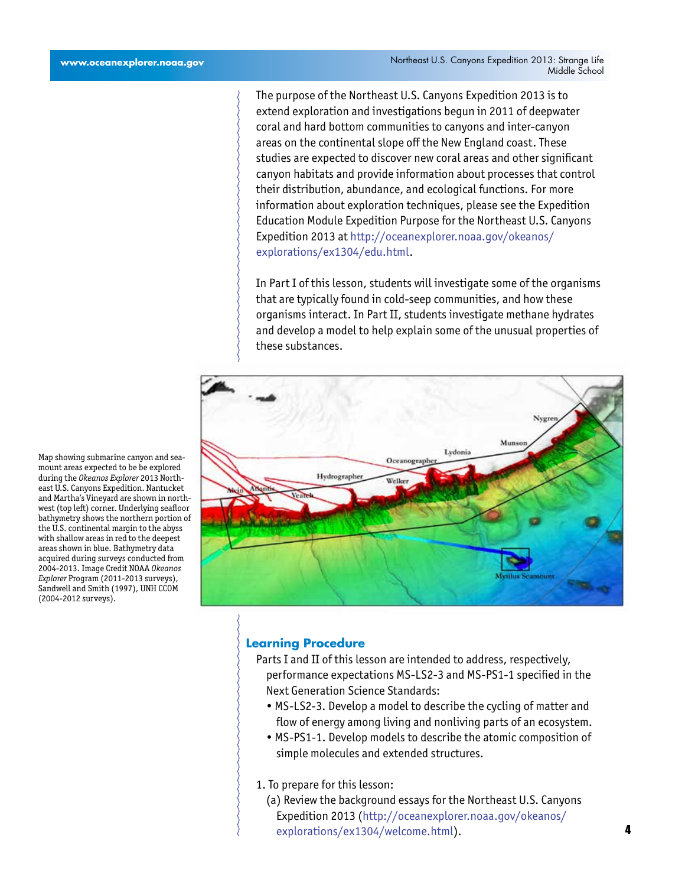The purpose of the Northeast U.S. Canyons Expedition 2013 is to extend exploration and investigations begun in 2011 of deepwater coral and hard bottom communities to canyons and inter-canyon areas on the continental slope off the New England coast. These studies are expected to discover new coral areas and other significant canyon habitats and provide information about processes that control their distribution, abundance, and ecological functions. For more information about exploration techniques, please see the Expedition Education Module Expedition Purpose for the Northeast U.S. Canyons Expedition 2013 at http://oceanexplorer.noaa.gov/okeanos/explorations/ex1304/edu.html.

In Part I of this lesson, students will investigate some of the organisms that are typically found in cold-seep communities, and how these organisms interact. In Part II, students investigate methane hydrates and develop a model to help explain some of the unusual properties of these substances.

Map showing submarine canyon and seamount areas expected to be be explored during the *Okeanos Explorer* 2013 Northeast U.S. Canyons Expedition. Nantucket and Martha's Vineyard are shown in northwest (top left) corner. Underlying seafloor bathymetry shows the northern portion of the U.S. continental margin to the abyss with shallow areas in red to the deepest areas shown in blue. Bathymetry data acquired during surveys conducted from 2004-2013. Image Credit NOAA *Okeanos Explorer* Program (2011-2013 surveys), Sandwell and Smith (1997), UNH CCOM (2004-2012 surveys).

Nygren
Munson
Lydonia
Oceanographer
Hydrographer
Welker
Alvin
Atlantis
Veatch
Mytilus Seamount

## Learning Procedure

Parts I and II of this lesson are intended to address, respectively, performance expectations MS-LS2-3 and MS-PS1-1 specified in the Next Generation Science Standards:

- MS-LS2-3. Develop a model to describe the cycling of matter and flow of energy among living and nonliving parts of an ecosystem.
- MS-PS1-1. Develop models to describe the atomic composition of simple molecules and extended structures.

1. To prepare for this lesson:
   (a) Review the background essays for the Northeast U.S. Canyons Expedition 2013 (http://oceanexplorer.noaa.gov/okeanos/explorations/ex1304/welcome.html).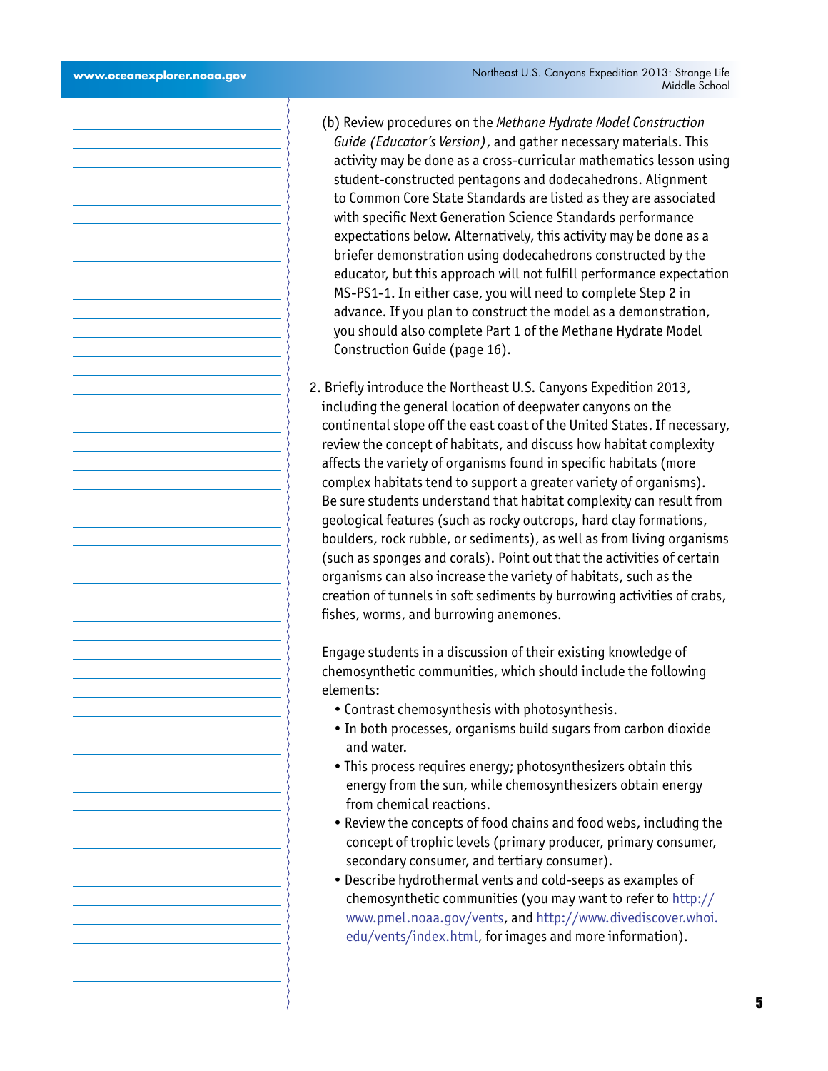(b) Review procedures on the *Methane Hydrate Model Construction Guide (Educator's Version)*, and gather necessary materials. This activity may be done as a cross-curricular mathematics lesson using student-constructed pentagons and dodecahedrons. Alignment to Common Core State Standards are listed as they are associated with specific Next Generation Science Standards performance expectations below. Alternatively, this activity may be done as a briefer demonstration using dodecahedrons constructed by the educator, but this approach will not fulfill performance expectation MS-PS1-1. In either case, you will need to complete Step 2 in advance. If you plan to construct the model as a demonstration, you should also complete Part 1 of the Methane Hydrate Model Construction Guide (page 16).

2. Briefly introduce the Northeast U.S. Canyons Expedition 2013, including the general location of deepwater canyons on the continental slope off the east coast of the United States. If necessary, review the concept of habitats, and discuss how habitat complexity affects the variety of organisms found in specific habitats (more complex habitats tend to support a greater variety of organisms). Be sure students understand that habitat complexity can result from geological features (such as rocky outcrops, hard clay formations, boulders, rock rubble, or sediments), as well as from living organisms (such as sponges and corals). Point out that the activities of certain organisms can also increase the variety of habitats, such as the creation of tunnels in soft sediments by burrowing activities of crabs, fishes, worms, and burrowing anemones.

   Engage students in a discussion of their existing knowledge of chemosynthetic communities, which should include the following elements:
   - Contrast chemosynthesis with photosynthesis.
   - In both processes, organisms build sugars from carbon dioxide and water.
   - This process requires energy; photosynthesizers obtain this energy from the sun, while chemosynthesizers obtain energy from chemical reactions.
   - Review the concepts of food chains and food webs, including the concept of trophic levels (primary producer, primary consumer, secondary consumer, and tertiary consumer).
   - Describe hydrothermal vents and cold-seeps as examples of chemosynthetic communities (you may want to refer to http://www.pmel.noaa.gov/vents, and http://www.divediscover.whoi.edu/vents/index.html, for images and more information).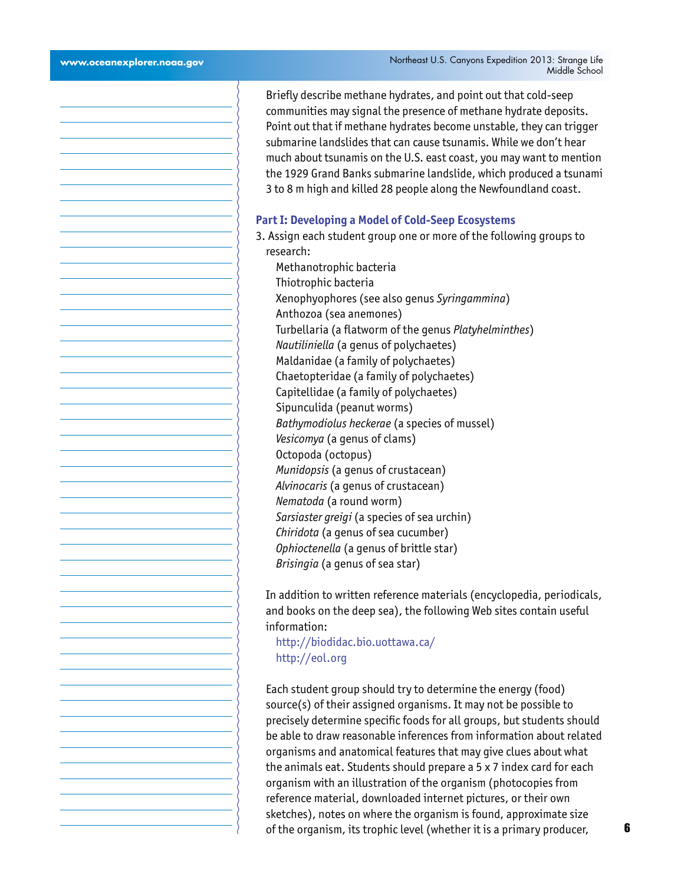Briefly describe methane hydrates, and point out that cold-seep communities may signal the presence of methane hydrate deposits. Point out that if methane hydrates become unstable, they can trigger submarine landslides that can cause tsunamis. While we don't hear much about tsunamis on the U.S. east coast, you may want to mention the 1929 Grand Banks submarine landslide, which produced a tsunami 3 to 8 m high and killed 28 people along the Newfoundland coast.

### Part I: Developing a Model of Cold-Seep Ecosystems

3. Assign each student group one or more of the following groups to research:

   Methanotrophic bacteria
   Thiotrophic bacteria
   Xenophyophores (see also genus *Syringammina*)
   Anthozoa (sea anemones)
   Turbellaria (a flatworm of the genus *Platyhelminthes*)
   *Nautiliniella* (a genus of polychaetes)
   Maldanidae (a family of polychaetes)
   Chaetopteridae (a family of polychaetes)
   Capitellidae (a family of polychaetes)
   Sipunculida (peanut worms)
   *Bathymodiolus heckerae* (a species of mussel)
   *Vesicomya* (a genus of clams)
   Octopoda (octopus)
   *Munidopsis* (a genus of crustacean)
   *Alvinocaris* (a genus of crustacean)
   *Nematoda* (a round worm)
   *Sarsiaster greigi* (a species of sea urchin)
   *Chiridota* (a genus of sea cucumber)
   *Ophioctenella* (a genus of brittle star)
   *Brisingia* (a genus of sea star)

   In addition to written reference materials (encyclopedia, periodicals, and books on the deep sea), the following Web sites contain useful information:

   http://biodidac.bio.uottawa.ca/
   http://eol.org

   Each student group should try to determine the energy (food) source(s) of their assigned organisms. It may not be possible to precisely determine specific foods for all groups, but students should be able to draw reasonable inferences from information about related organisms and anatomical features that may give clues about what the animals eat. Students should prepare a 5 x 7 index card for each organism with an illustration of the organism (photocopies from reference material, downloaded internet pictures, or their own sketches), notes on where the organism is found, approximate size of the organism, its trophic level (whether it is a primary producer,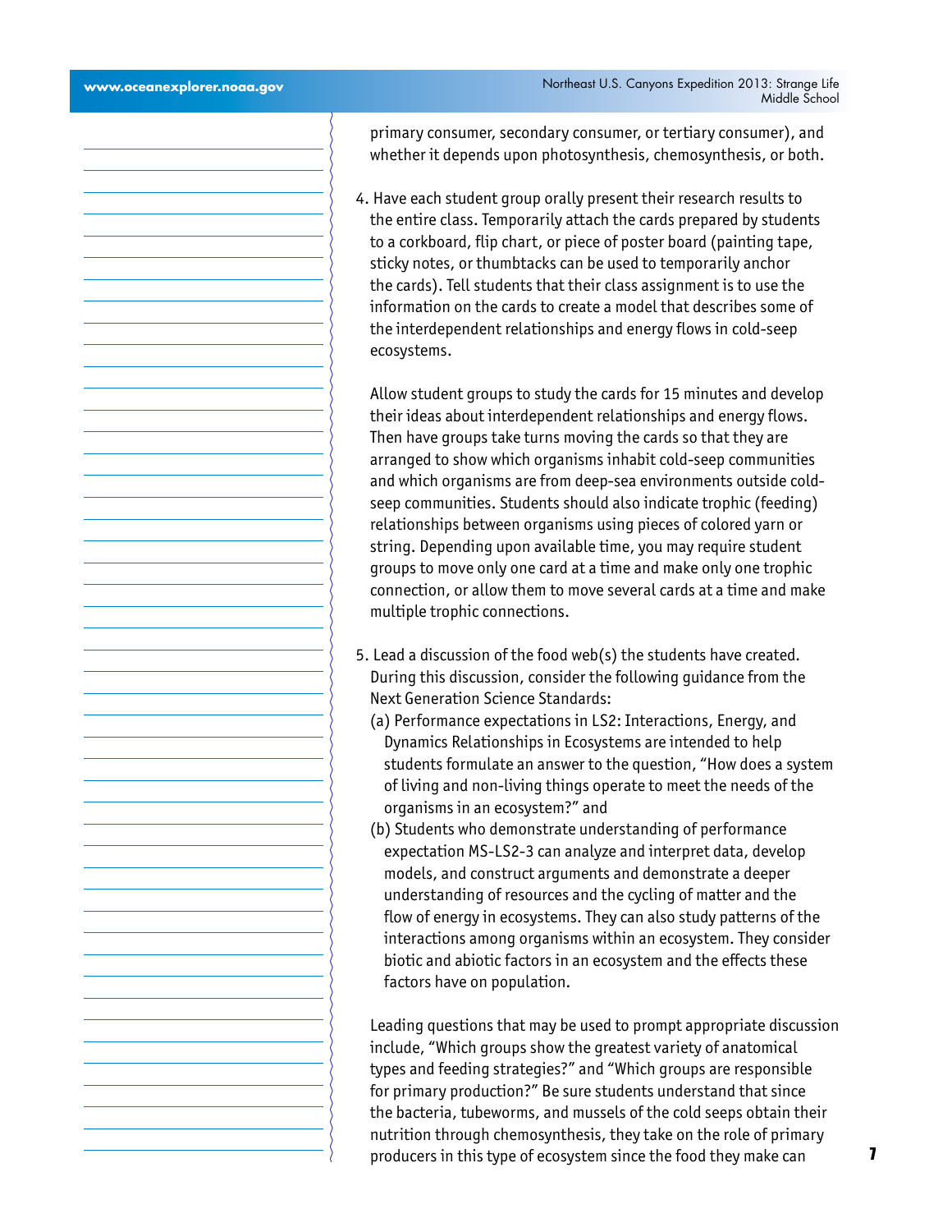primary consumer, secondary consumer, or tertiary consumer), and whether it depends upon photosynthesis, chemosynthesis, or both.

4. Have each student group orally present their research results to the entire class. Temporarily attach the cards prepared by students to a corkboard, flip chart, or piece of poster board (painting tape, sticky notes, or thumbtacks can be used to temporarily anchor the cards). Tell students that their class assignment is to use the information on the cards to create a model that describes some of the interdependent relationships and energy flows in cold-seep ecosystems.

   Allow student groups to study the cards for 15 minutes and develop their ideas about interdependent relationships and energy flows. Then have groups take turns moving the cards so that they are arranged to show which organisms inhabit cold-seep communities and which organisms are from deep-sea environments outside cold-seep communities. Students should also indicate trophic (feeding) relationships between organisms using pieces of colored yarn or string. Depending upon available time, you may require student groups to move only one card at a time and make only one trophic connection, or allow them to move several cards at a time and make multiple trophic connections.

5. Lead a discussion of the food web(s) the students have created. During this discussion, consider the following guidance from the Next Generation Science Standards:
   (a) Performance expectations in LS2: Interactions, Energy, and Dynamics Relationships in Ecosystems are intended to help students formulate an answer to the question, "How does a system of living and non-living things operate to meet the needs of the organisms in an ecosystem?" and
   (b) Students who demonstrate understanding of performance expectation MS-LS2-3 can analyze and interpret data, develop models, and construct arguments and demonstrate a deeper understanding of resources and the cycling of matter and the flow of energy in ecosystems. They can also study patterns of the interactions among organisms within an ecosystem. They consider biotic and abiotic factors in an ecosystem and the effects these factors have on population.

   Leading questions that may be used to prompt appropriate discussion include, "Which groups show the greatest variety of anatomical types and feeding strategies?" and "Which groups are responsible for primary production?" Be sure students understand that since the bacteria, tubeworms, and mussels of the cold seeps obtain their nutrition through chemosynthesis, they take on the role of primary producers in this type of ecosystem since the food they make can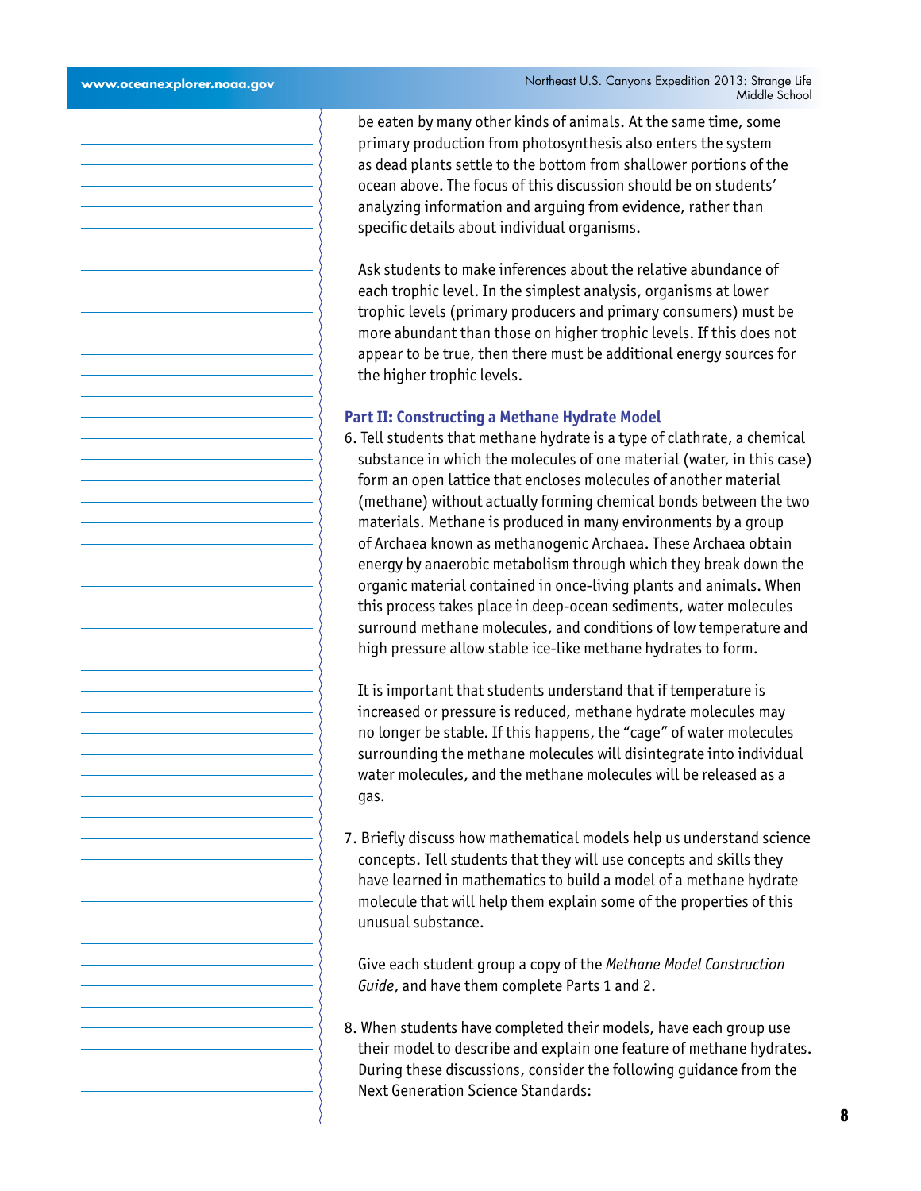be eaten by many other kinds of animals. At the same time, some primary production from photosynthesis also enters the system as dead plants settle to the bottom from shallower portions of the ocean above. The focus of this discussion should be on students' analyzing information and arguing from evidence, rather than specific details about individual organisms.

Ask students to make inferences about the relative abundance of each trophic level. In the simplest analysis, organisms at lower trophic levels (primary producers and primary consumers) must be more abundant than those on higher trophic levels. If this does not appear to be true, then there must be additional energy sources for the higher trophic levels.

### Part II: Constructing a Methane Hydrate Model

6. Tell students that methane hydrate is a type of clathrate, a chemical substance in which the molecules of one material (water, in this case) form an open lattice that encloses molecules of another material (methane) without actually forming chemical bonds between the two materials. Methane is produced in many environments by a group of Archaea known as methanogenic Archaea. These Archaea obtain energy by anaerobic metabolism through which they break down the organic material contained in once-living plants and animals. When this process takes place in deep-ocean sediments, water molecules surround methane molecules, and conditions of low temperature and high pressure allow stable ice-like methane hydrates to form.

   It is important that students understand that if temperature is increased or pressure is reduced, methane hydrate molecules may no longer be stable. If this happens, the "cage" of water molecules surrounding the methane molecules will disintegrate into individual water molecules, and the methane molecules will be released as a gas.

7. Briefly discuss how mathematical models help us understand science concepts. Tell students that they will use concepts and skills they have learned in mathematics to build a model of a methane hydrate molecule that will help them explain some of the properties of this unusual substance.

   Give each student group a copy of the *Methane Model Construction Guide*, and have them complete Parts 1 and 2.

8. When students have completed their models, have each group use their model to describe and explain one feature of methane hydrates. During these discussions, consider the following guidance from the Next Generation Science Standards: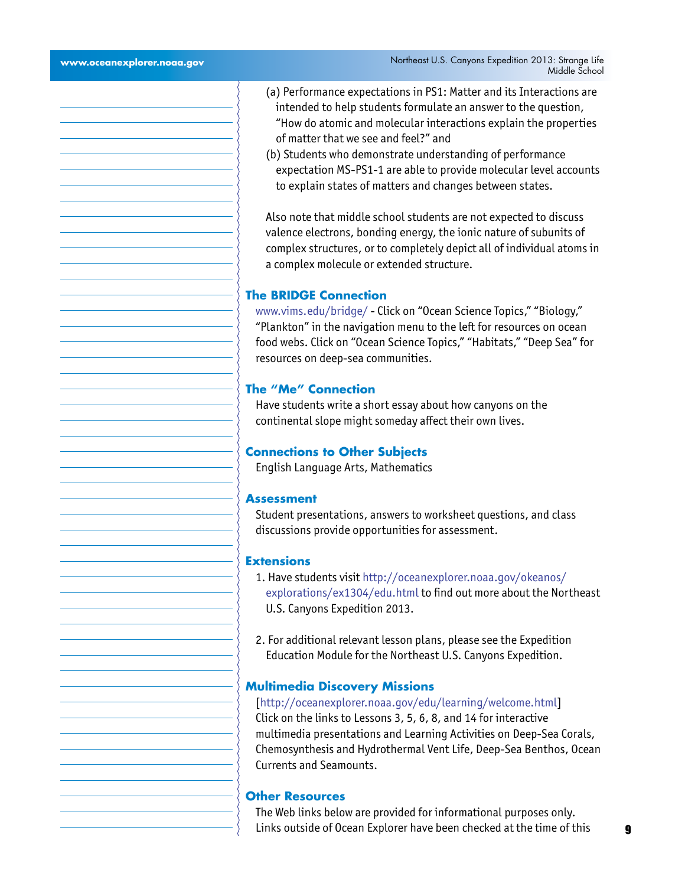(a) Performance expectations in PS1: Matter and its Interactions are intended to help students formulate an answer to the question, "How do atomic and molecular interactions explain the properties of matter that we see and feel?" and

(b) Students who demonstrate understanding of performance expectation MS-PS1-1 are able to provide molecular level accounts to explain states of matters and changes between states.

Also note that middle school students are not expected to discuss valence electrons, bonding energy, the ionic nature of subunits of complex structures, or to completely depict all of individual atoms in a complex molecule or extended structure.

## The BRIDGE Connection

www.vims.edu/bridge/ - Click on "Ocean Science Topics," "Biology," "Plankton" in the navigation menu to the left for resources on ocean food webs. Click on "Ocean Science Topics," "Habitats," "Deep Sea" for resources on deep-sea communities.

## The "Me" Connection

Have students write a short essay about how canyons on the continental slope might someday affect their own lives.

## Connections to Other Subjects

English Language Arts, Mathematics

## Assessment

Student presentations, answers to worksheet questions, and class discussions provide opportunities for assessment.

## Extensions

1. Have students visit http://oceanexplorer.noaa.gov/okeanos/explorations/ex1304/edu.html to find out more about the Northeast U.S. Canyons Expedition 2013.

2. For additional relevant lesson plans, please see the Expedition Education Module for the Northeast U.S. Canyons Expedition.

## Multimedia Discovery Missions

[http://oceanexplorer.noaa.gov/edu/learning/welcome.html]
Click on the links to Lessons 3, 5, 6, 8, and 14 for interactive multimedia presentations and Learning Activities on Deep-Sea Corals, Chemosynthesis and Hydrothermal Vent Life, Deep-Sea Benthos, Ocean Currents and Seamounts.

## Other Resources

The Web links below are provided for informational purposes only. Links outside of Ocean Explorer have been checked at the time of this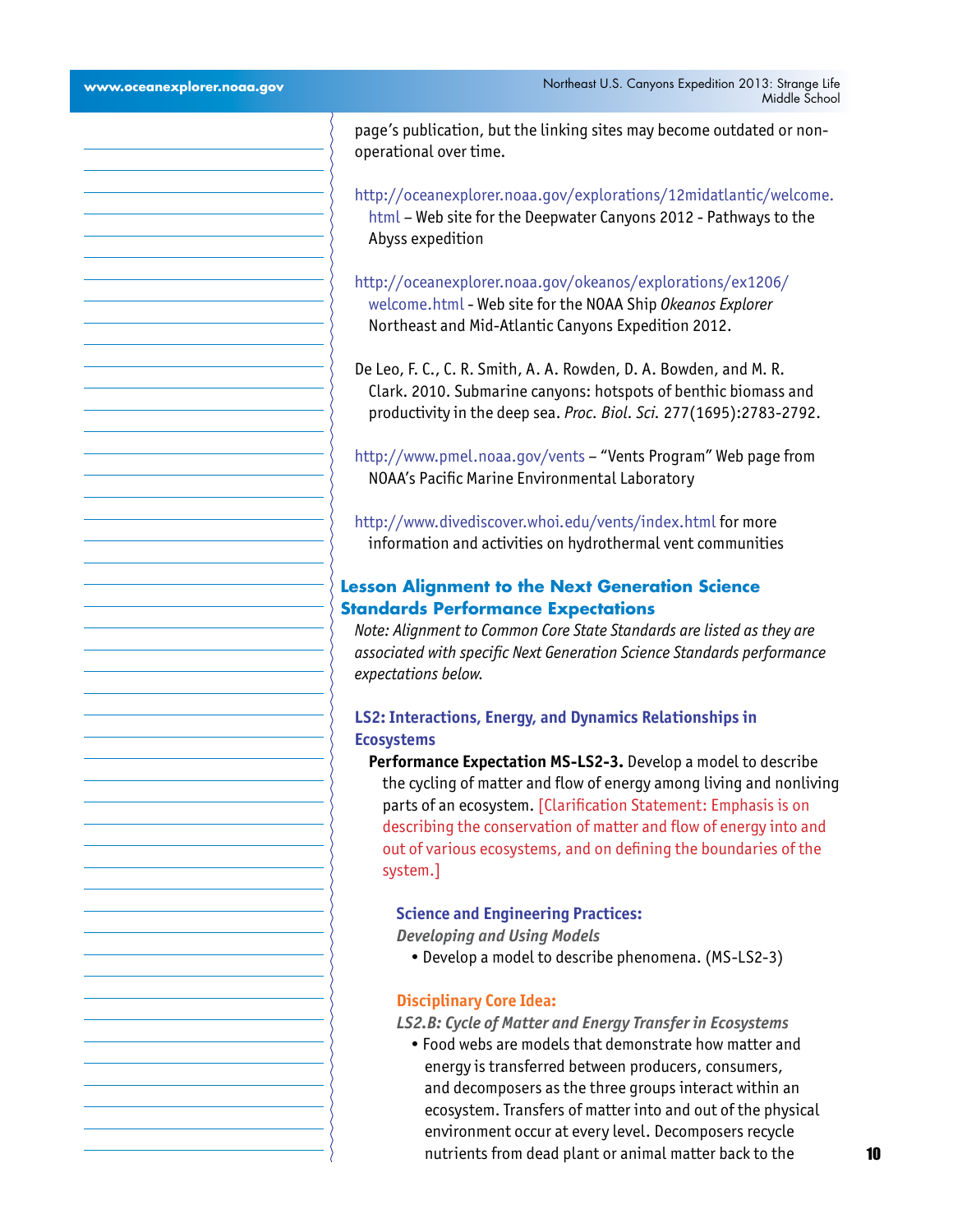page's publication, but the linking sites may become outdated or non-operational over time.

http://oceanexplorer.noaa.gov/explorations/12midatlantic/welcome.html – Web site for the Deepwater Canyons 2012 - Pathways to the Abyss expedition

http://oceanexplorer.noaa.gov/okeanos/explorations/ex1206/welcome.html - Web site for the NOAA Ship *Okeanos Explorer* Northeast and Mid-Atlantic Canyons Expedition 2012.

De Leo, F. C., C. R. Smith, A. A. Rowden, D. A. Bowden, and M. R. Clark. 2010. Submarine canyons: hotspots of benthic biomass and productivity in the deep sea. *Proc. Biol. Sci.* 277(1695):2783-2792.

http://www.pmel.noaa.gov/vents – "Vents Program" Web page from NOAA's Pacific Marine Environmental Laboratory

http://www.divediscover.whoi.edu/vents/index.html for more information and activities on hydrothermal vent communities

## Lesson Alignment to the Next Generation Science Standards Performance Expectations

*Note: Alignment to Common Core State Standards are listed as they are associated with specific Next Generation Science Standards performance expectations below.*

### LS2: Interactions, Energy, and Dynamics Relationships in Ecosystems

**Performance Expectation MS-LS2-3.** Develop a model to describe the cycling of matter and flow of energy among living and nonliving parts of an ecosystem. [Clarification Statement: Emphasis is on describing the conservation of matter and flow of energy into and out of various ecosystems, and on defining the boundaries of the system.]

#### Science and Engineering Practices:

*Developing and Using Models*

- Develop a model to describe phenomena. (MS-LS2-3)

#### Disciplinary Core Idea:

*LS2.B: Cycle of Matter and Energy Transfer in Ecosystems*

- Food webs are models that demonstrate how matter and energy is transferred between producers, consumers, and decomposers as the three groups interact within an ecosystem. Transfers of matter into and out of the physical environment occur at every level. Decomposers recycle nutrients from dead plant or animal matter back to the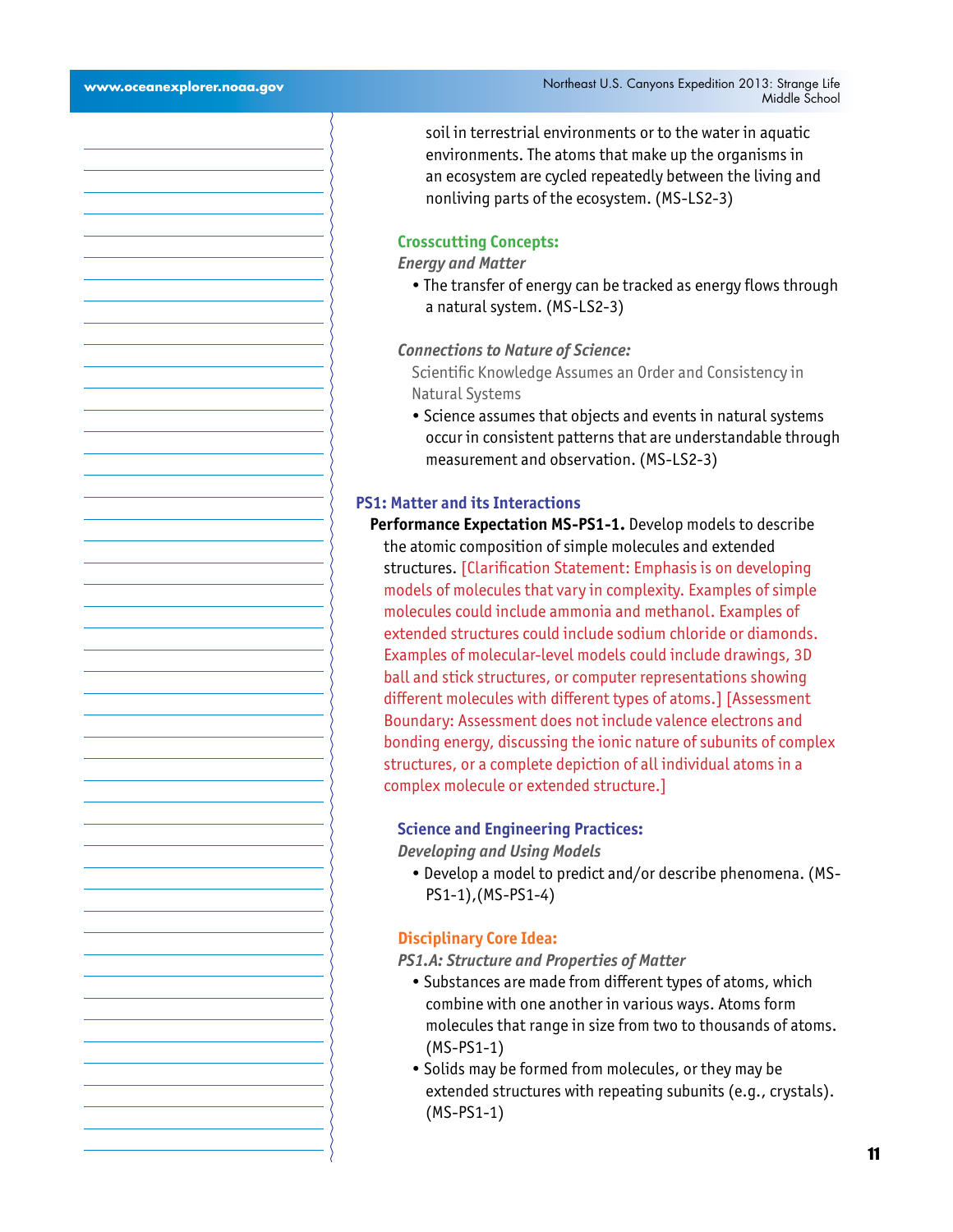soil in terrestrial environments or to the water in aquatic environments. The atoms that make up the organisms in an ecosystem are cycled repeatedly between the living and nonliving parts of the ecosystem. (MS-LS2-3)

**Crosscutting Concepts:**

*Energy and Matter*

- The transfer of energy can be tracked as energy flows through a natural system. (MS-LS2-3)

*Connections to Nature of Science:*

Scientific Knowledge Assumes an Order and Consistency in Natural Systems

- Science assumes that objects and events in natural systems occur in consistent patterns that are understandable through measurement and observation. (MS-LS2-3)

### PS1: Matter and its Interactions

**Performance Expectation MS-PS1-1.** Develop models to describe the atomic composition of simple molecules and extended structures. [Clarification Statement: Emphasis is on developing models of molecules that vary in complexity. Examples of simple molecules could include ammonia and methanol. Examples of extended structures could include sodium chloride or diamonds. Examples of molecular-level models could include drawings, 3D ball and stick structures, or computer representations showing different molecules with different types of atoms.] [Assessment Boundary: Assessment does not include valence electrons and bonding energy, discussing the ionic nature of subunits of complex structures, or a complete depiction of all individual atoms in a complex molecule or extended structure.]

**Science and Engineering Practices:**

*Developing and Using Models*

- Develop a model to predict and/or describe phenomena. (MS-PS1-1),(MS-PS1-4)

**Disciplinary Core Idea:**

*PS1.A: Structure and Properties of Matter*

- Substances are made from different types of atoms, which combine with one another in various ways. Atoms form molecules that range in size from two to thousands of atoms. (MS-PS1-1)
- Solids may be formed from molecules, or they may be extended structures with repeating subunits (e.g., crystals). (MS-PS1-1)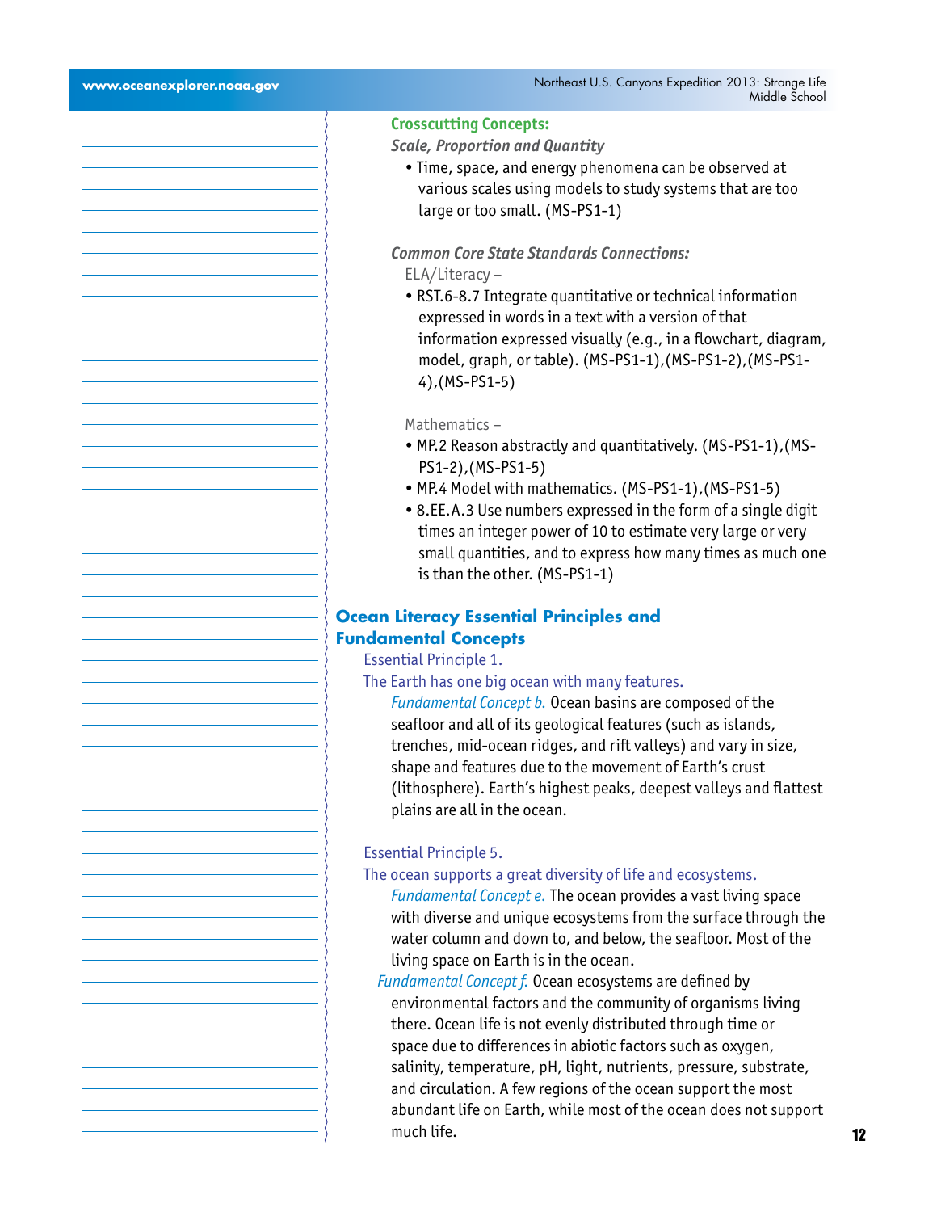**Crosscutting Concepts:**

*Scale, Proportion and Quantity*

- Time, space, and energy phenomena can be observed at various scales using models to study systems that are too large or too small. (MS-PS1-1)

*Common Core State Standards Connections:*

ELA/Literacy –

- RST.6-8.7 Integrate quantitative or technical information expressed in words in a text with a version of that information expressed visually (e.g., in a flowchart, diagram, model, graph, or table). (MS-PS1-1),(MS-PS1-2),(MS-PS1-4),(MS-PS1-5)

Mathematics –

- MP.2 Reason abstractly and quantitatively. (MS-PS1-1),(MS-PS1-2),(MS-PS1-5)
- MP.4 Model with mathematics. (MS-PS1-1),(MS-PS1-5)
- 8.EE.A.3 Use numbers expressed in the form of a single digit times an integer power of 10 to estimate very large or very small quantities, and to express how many times as much one is than the other. (MS-PS1-1)

## Ocean Literacy Essential Principles and Fundamental Concepts

Essential Principle 1.

The Earth has one big ocean with many features.

*Fundamental Concept b.* Ocean basins are composed of the seafloor and all of its geological features (such as islands, trenches, mid-ocean ridges, and rift valleys) and vary in size, shape and features due to the movement of Earth's crust (lithosphere). Earth's highest peaks, deepest valleys and flattest plains are all in the ocean.

Essential Principle 5.

The ocean supports a great diversity of life and ecosystems.

*Fundamental Concept e.* The ocean provides a vast living space with diverse and unique ecosystems from the surface through the water column and down to, and below, the seafloor. Most of the living space on Earth is in the ocean.

*Fundamental Concept f.* Ocean ecosystems are defined by environmental factors and the community of organisms living there. Ocean life is not evenly distributed through time or space due to differences in abiotic factors such as oxygen, salinity, temperature, pH, light, nutrients, pressure, substrate, and circulation. A few regions of the ocean support the most abundant life on Earth, while most of the ocean does not support much life.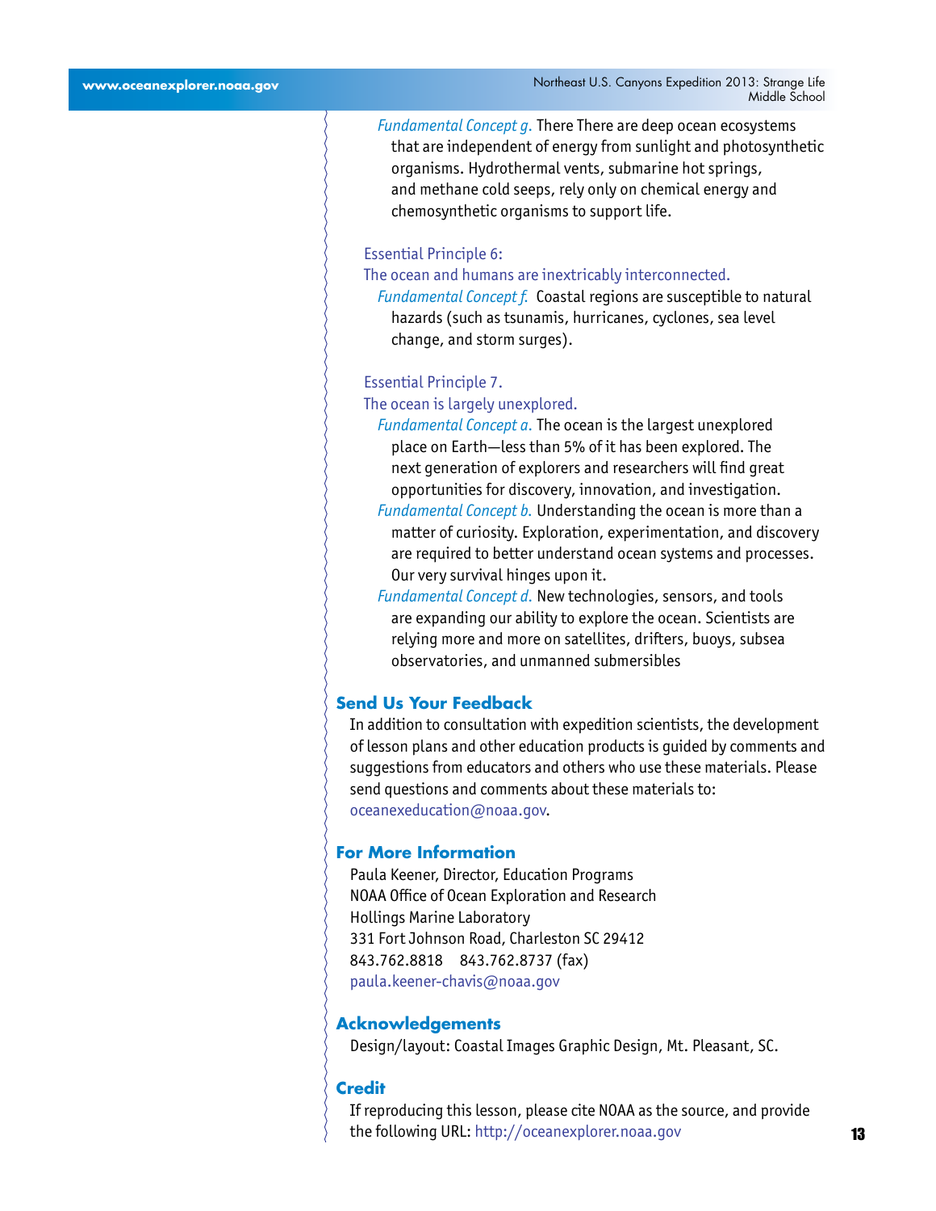*Fundamental Concept g.* There There are deep ocean ecosystems that are independent of energy from sunlight and photosynthetic organisms. Hydrothermal vents, submarine hot springs, and methane cold seeps, rely only on chemical energy and chemosynthetic organisms to support life.

Essential Principle 6:
The ocean and humans are inextricably interconnected.

*Fundamental Concept f.* Coastal regions are susceptible to natural hazards (such as tsunamis, hurricanes, cyclones, sea level change, and storm surges).

Essential Principle 7.
The ocean is largely unexplored.

*Fundamental Concept a.* The ocean is the largest unexplored place on Earth—less than 5% of it has been explored. The next generation of explorers and researchers will find great opportunities for discovery, innovation, and investigation.

*Fundamental Concept b.* Understanding the ocean is more than a matter of curiosity. Exploration, experimentation, and discovery are required to better understand ocean systems and processes. Our very survival hinges upon it.

*Fundamental Concept d.* New technologies, sensors, and tools are expanding our ability to explore the ocean. Scientists are relying more and more on satellites, drifters, buoys, subsea observatories, and unmanned submersibles

## Send Us Your Feedback

In addition to consultation with expedition scientists, the development of lesson plans and other education products is guided by comments and suggestions from educators and others who use these materials. Please send questions and comments about these materials to: oceanexeducation@noaa.gov.

## For More Information

Paula Keener, Director, Education Programs
NOAA Office of Ocean Exploration and Research
Hollings Marine Laboratory
331 Fort Johnson Road, Charleston SC 29412
843.762.8818 843.762.8737 (fax)
paula.keener-chavis@noaa.gov

## Acknowledgements

Design/layout: Coastal Images Graphic Design, Mt. Pleasant, SC.

## Credit

If reproducing this lesson, please cite NOAA as the source, and provide the following URL: http://oceanexplorer.noaa.gov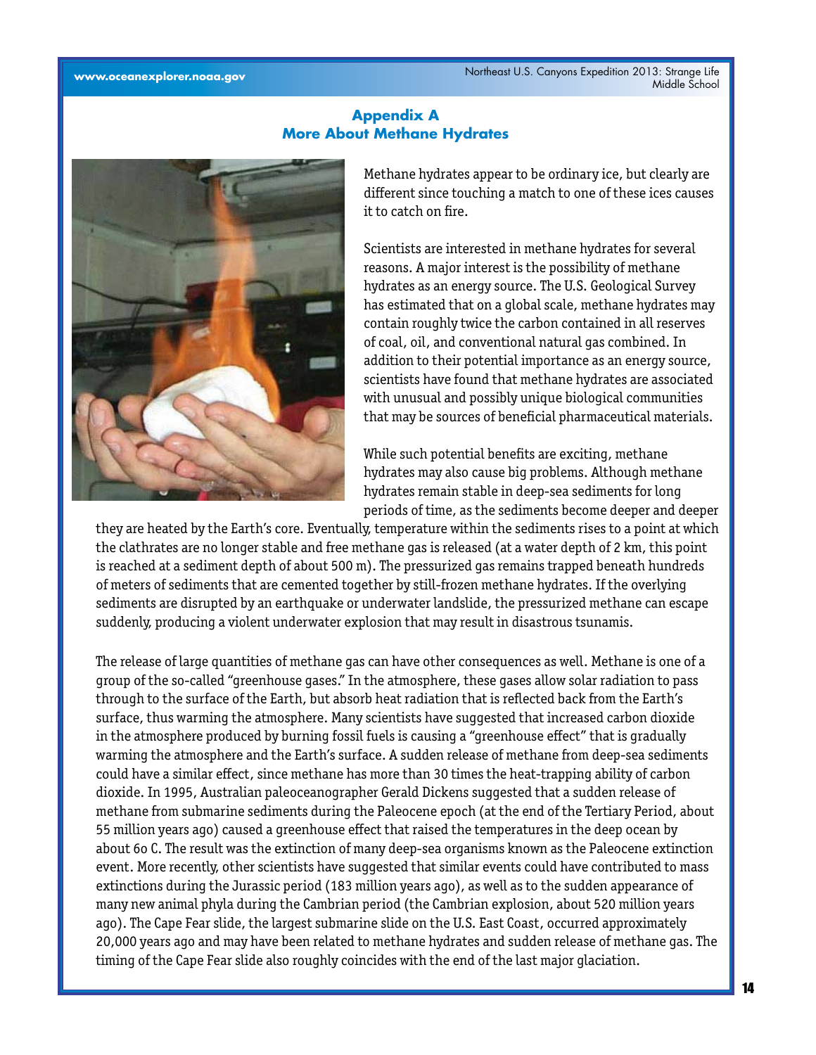## Appendix A
## More About Methane Hydrates

Methane hydrates appear to be ordinary ice, but clearly are different since touching a match to one of these ices causes it to catch on fire.

Scientists are interested in methane hydrates for several reasons. A major interest is the possibility of methane hydrates as an energy source. The U.S. Geological Survey has estimated that on a global scale, methane hydrates may contain roughly twice the carbon contained in all reserves of coal, oil, and conventional natural gas combined. In addition to their potential importance as an energy source, scientists have found that methane hydrates are associated with unusual and possibly unique biological communities that may be sources of beneficial pharmaceutical materials.

While such potential benefits are exciting, methane hydrates may also cause big problems. Although methane hydrates remain stable in deep-sea sediments for long periods of time, as the sediments become deeper and deeper they are heated by the Earth's core. Eventually, temperature within the sediments rises to a point at which the clathrates are no longer stable and free methane gas is released (at a water depth of 2 km, this point is reached at a sediment depth of about 500 m). The pressurized gas remains trapped beneath hundreds of meters of sediments that are cemented together by still-frozen methane hydrates. If the overlying sediments are disrupted by an earthquake or underwater landslide, the pressurized methane can escape suddenly, producing a violent underwater explosion that may result in disastrous tsunamis.

The release of large quantities of methane gas can have other consequences as well. Methane is one of a group of the so-called "greenhouse gases." In the atmosphere, these gases allow solar radiation to pass through to the surface of the Earth, but absorb heat radiation that is reflected back from the Earth's surface, thus warming the atmosphere. Many scientists have suggested that increased carbon dioxide in the atmosphere produced by burning fossil fuels is causing a "greenhouse effect" that is gradually warming the atmosphere and the Earth's surface. A sudden release of methane from deep-sea sediments could have a similar effect, since methane has more than 30 times the heat-trapping ability of carbon dioxide. In 1995, Australian paleoceanographer Gerald Dickens suggested that a sudden release of methane from submarine sediments during the Paleocene epoch (at the end of the Tertiary Period, about 55 million years ago) caused a greenhouse effect that raised the temperatures in the deep ocean by about 6o C. The result was the extinction of many deep-sea organisms known as the Paleocene extinction event. More recently, other scientists have suggested that similar events could have contributed to mass extinctions during the Jurassic period (183 million years ago), as well as to the sudden appearance of many new animal phyla during the Cambrian period (the Cambrian explosion, about 520 million years ago). The Cape Fear slide, the largest submarine slide on the U.S. East Coast, occurred approximately 20,000 years ago and may have been related to methane hydrates and sudden release of methane gas. The timing of the Cape Fear slide also roughly coincides with the end of the last major glaciation.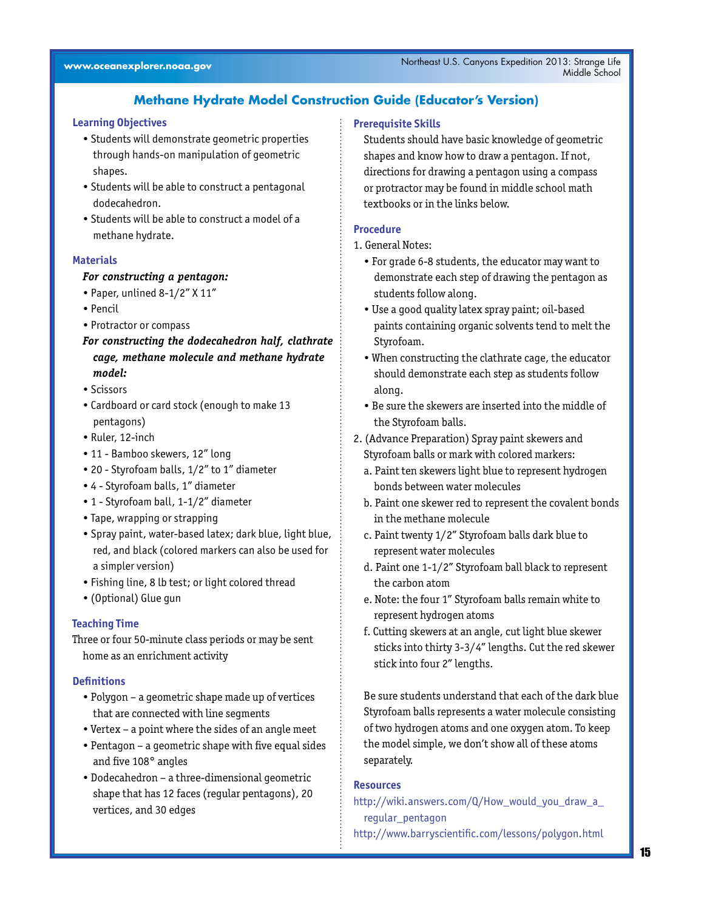# Methane Hydrate Model Construction Guide (Educator's Version)

## Learning Objectives

- Students will demonstrate geometric properties through hands-on manipulation of geometric shapes.
- Students will be able to construct a pentagonal dodecahedron.
- Students will be able to construct a model of a methane hydrate.

## Materials

***For constructing a pentagon:***

- Paper, unlined 8-1/2" X 11"
- Pencil
- Protractor or compass

***For constructing the dodecahedron half, clathrate cage, methane molecule and methane hydrate model:***

- Scissors
- Cardboard or card stock (enough to make 13 pentagons)
- Ruler, 12-inch
- 11 - Bamboo skewers, 12" long
- 20 - Styrofoam balls, 1/2" to 1" diameter
- 4 - Styrofoam balls, 1" diameter
- 1 - Styrofoam ball, 1-1/2" diameter
- Tape, wrapping or strapping
- Spray paint, water-based latex; dark blue, light blue, red, and black (colored markers can also be used for a simpler version)
- Fishing line, 8 lb test; or light colored thread
- (Optional) Glue gun

## Teaching Time

Three or four 50-minute class periods or may be sent home as an enrichment activity

## Definitions

- Polygon – a geometric shape made up of vertices that are connected with line segments
- Vertex – a point where the sides of an angle meet
- Pentagon – a geometric shape with five equal sides and five 108° angles
- Dodecahedron – a three-dimensional geometric shape that has 12 faces (regular pentagons), 20 vertices, and 30 edges

## Prerequisite Skills

Students should have basic knowledge of geometric shapes and know how to draw a pentagon. If not, directions for drawing a pentagon using a compass or protractor may be found in middle school math textbooks or in the links below.

## Procedure

1. General Notes:
   - For grade 6-8 students, the educator may want to demonstrate each step of drawing the pentagon as students follow along.
   - Use a good quality latex spray paint; oil-based paints containing organic solvents tend to melt the Styrofoam.
   - When constructing the clathrate cage, the educator should demonstrate each step as students follow along.
   - Be sure the skewers are inserted into the middle of the Styrofoam balls.
2. (Advance Preparation) Spray paint skewers and Styrofoam balls or mark with colored markers:
   a. Paint ten skewers light blue to represent hydrogen bonds between water molecules
   b. Paint one skewer red to represent the covalent bonds in the methane molecule
   c. Paint twenty 1/2" Styrofoam balls dark blue to represent water molecules
   d. Paint one 1-1/2" Styrofoam ball black to represent the carbon atom
   e. Note: the four 1" Styrofoam balls remain white to represent hydrogen atoms
   f. Cutting skewers at an angle, cut light blue skewer sticks into thirty 3-3/4" lengths. Cut the red skewer stick into four 2" lengths.

   Be sure students understand that each of the dark blue Styrofoam balls represents a water molecule consisting of two hydrogen atoms and one oxygen atom. To keep the model simple, we don't show all of these atoms separately.

## Resources

http://wiki.answers.com/Q/How_would_you_draw_a_regular_pentagon

http://www.barryscientific.com/lessons/polygon.html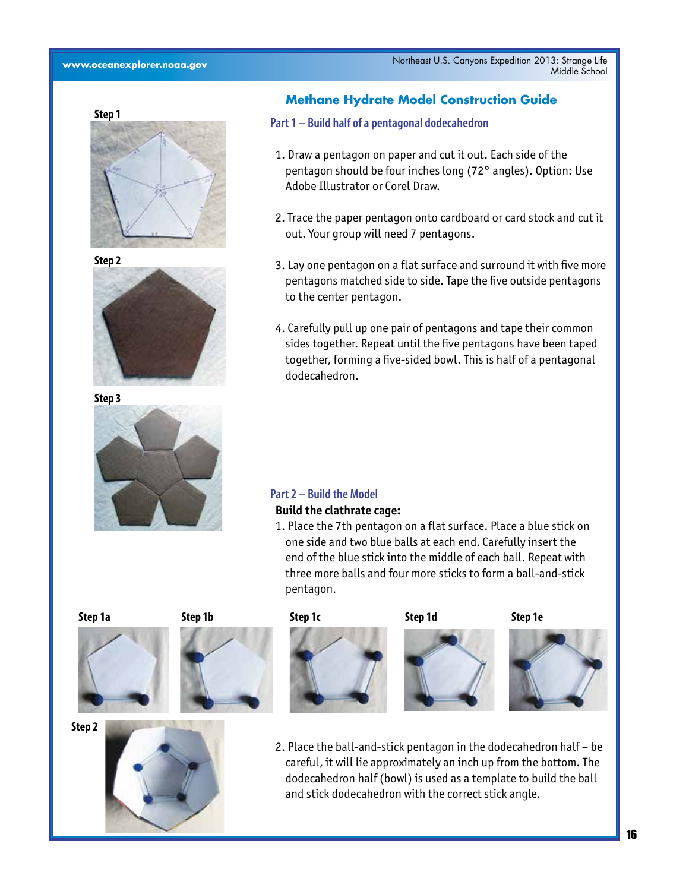## Methane Hydrate Model Construction Guide

### Part 1 – Build half of a pentagonal dodecahedron

Step 1

Step 2

Step 3

1. Draw a pentagon on paper and cut it out. Each side of the pentagon should be four inches long (72° angles). Option: Use Adobe Illustrator or Corel Draw.

2. Trace the paper pentagon onto cardboard or card stock and cut it out. Your group will need 7 pentagons.

3. Lay one pentagon on a flat surface and surround it with five more pentagons matched side to side. Tape the five outside pentagons to the center pentagon.

4. Carefully pull up one pair of pentagons and tape their common sides together. Repeat until the five pentagons have been taped together, forming a five-sided bowl. This is half of a pentagonal dodecahedron.

### Part 2 – Build the Model

**Build the clathrate cage:**

1. Place the 7th pentagon on a flat surface. Place a blue stick on one side and two blue balls at each end. Carefully insert the end of the blue stick into the middle of each ball. Repeat with three more balls and four more sticks to form a ball-and-stick pentagon.

Step 1a

Step 1b

Step 1c

Step 1d

Step 1e

Step 2

2. Place the ball-and-stick pentagon in the dodecahedron half – be careful, it will lie approximately an inch up from the bottom. The dodecahedron half (bowl) is used as a template to build the ball and stick dodecahedron with the correct stick angle.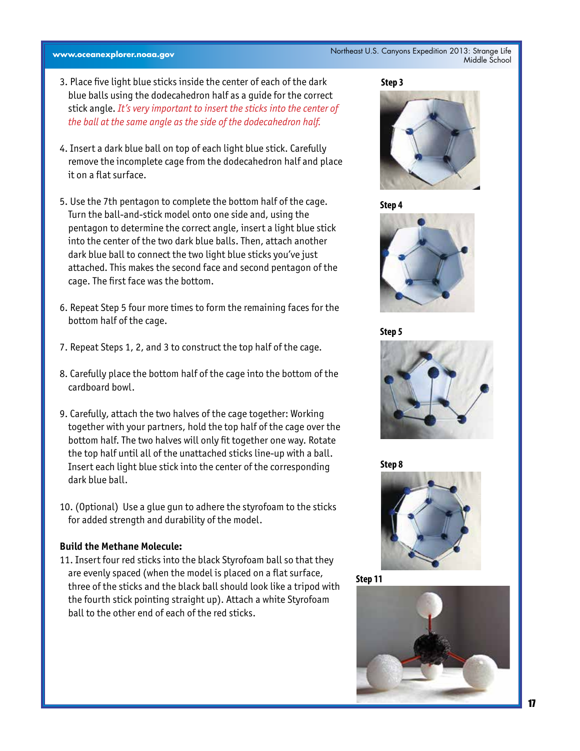3. Place five light blue sticks inside the center of each of the dark blue balls using the dodecahedron half as a guide for the correct stick angle. *It's very important to insert the sticks into the center of the ball at the same angle as the side of the dodecahedron half.*

4. Insert a dark blue ball on top of each light blue stick. Carefully remove the incomplete cage from the dodecahedron half and place it on a flat surface.

5. Use the 7th pentagon to complete the bottom half of the cage. Turn the ball-and-stick model onto one side and, using the pentagon to determine the correct angle, insert a light blue stick into the center of the two dark blue balls. Then, attach another dark blue ball to connect the two light blue sticks you've just attached. This makes the second face and second pentagon of the cage. The first face was the bottom.

6. Repeat Step 5 four more times to form the remaining faces for the bottom half of the cage.

7. Repeat Steps 1, 2, and 3 to construct the top half of the cage.

8. Carefully place the bottom half of the cage into the bottom of the cardboard bowl.

9. Carefully, attach the two halves of the cage together: Working together with your partners, hold the top half of the cage over the bottom half. The two halves will only fit together one way. Rotate the top half until all of the unattached sticks line-up with a ball. Insert each light blue stick into the center of the corresponding dark blue ball.

10. (Optional) Use a glue gun to adhere the styrofoam to the sticks for added strength and durability of the model.

**Build the Methane Molecule:**

11. Insert four red sticks into the black Styrofoam ball so that they are evenly spaced (when the model is placed on a flat surface, three of the sticks and the black ball should look like a tripod with the fourth stick pointing straight up). Attach a white Styrofoam ball to the other end of each of the red sticks.

Step 3

Step 4

Step 5

Step 8

Step 11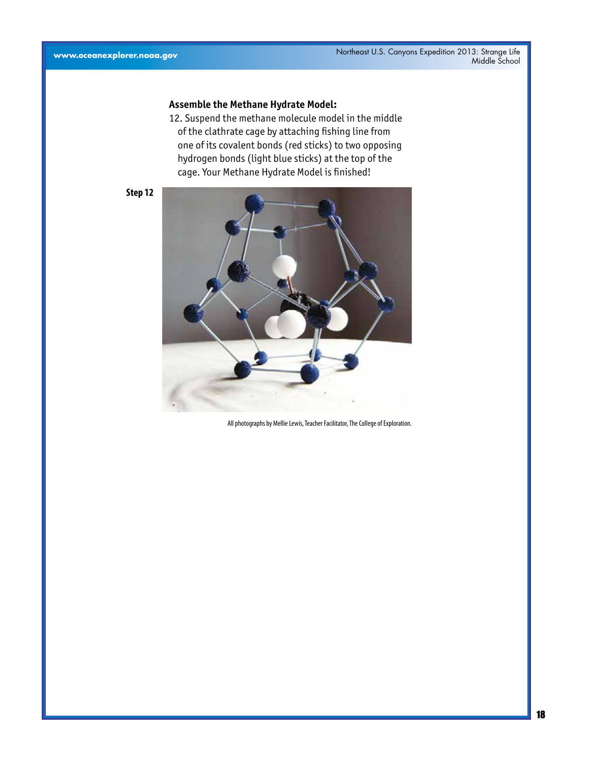**Assemble the Methane Hydrate Model:**

12. Suspend the methane molecule model in the middle of the clathrate cage by attaching fishing line from one of its covalent bonds (red sticks) to two opposing hydrogen bonds (light blue sticks) at the top of the cage. Your Methane Hydrate Model is finished!

**Step 12**

All photographs by Mellie Lewis, Teacher Facilitator, The College of Exploration.